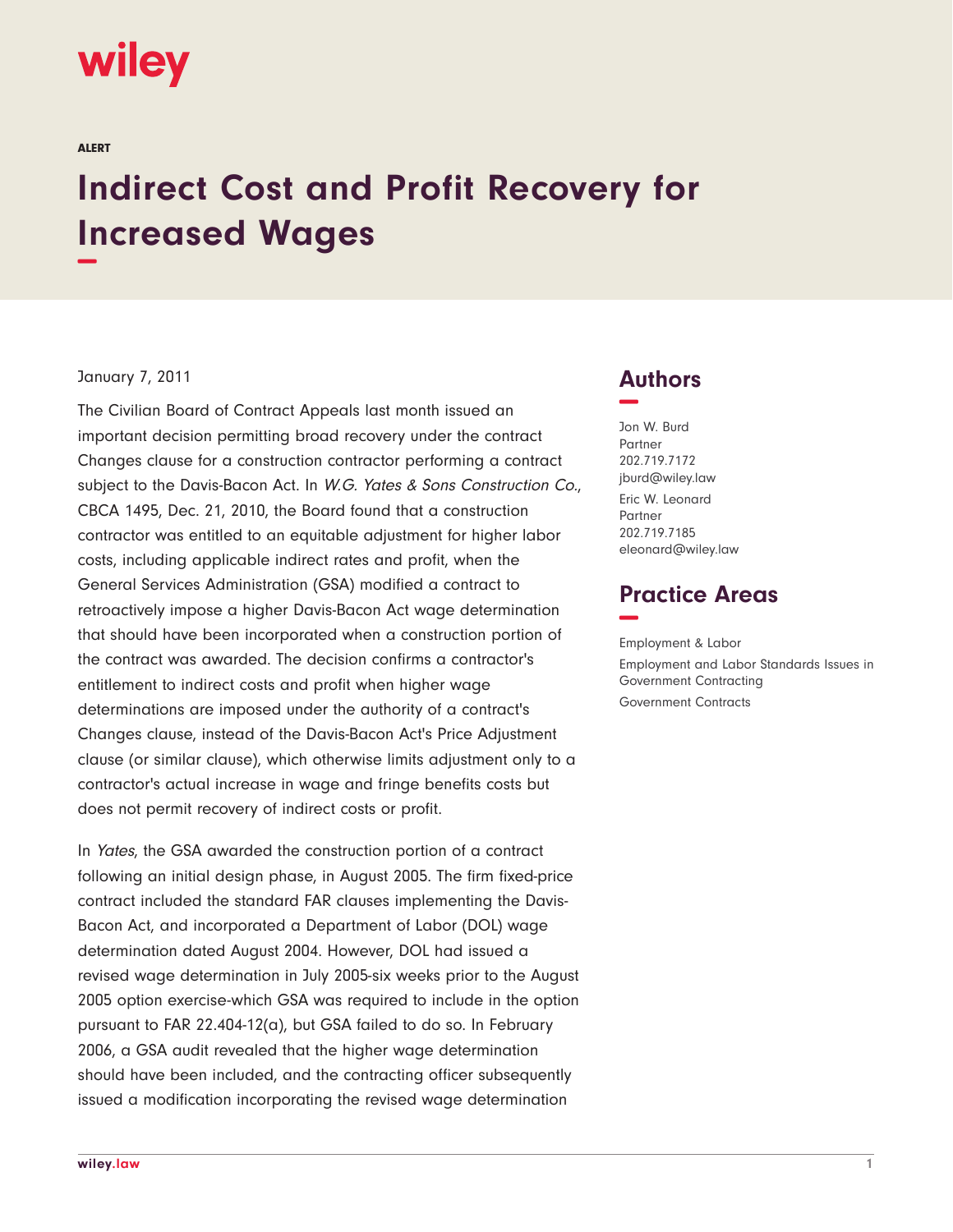wiley

ALERT

# Indirect Cost and Profit Recovery for Increased Wages

January 7, 2011

The Civilian Board of Contract Appeals last month issued an important decision permitting broad recovery under the contract Changes clause for a construction contractor performing a contract subject to the Davis-Bacon Act. In *W.G. Yates & Sons Construction Co.*, CBCA 1495, Dec. 21, 2010, the Board found that a construction contractor was entitled to an equitable adjustment for higher labor costs, including applicable indirect rates and profit, when the General Services Administration (GSA) modified a contract to retroactively impose a higher Davis-Bacon Act wage determination that should have been incorporated when a construction portion of the contract was awarded. The decision confirms a contractor's entitlement to indirect costs and profit when higher wage determinations are imposed under the authority of a contract's Changes clause, instead of the Davis-Bacon Act's Price Adjustment clause (or similar clause), which otherwise limits adjustment only to a contractor's actual increase in wage and fringe benefits costs but does not permit recovery of indirect costs or profit.

In *Yates*, the GSA awarded the construction portion of a contract following an initial design phase, in August 2005. The firm fixed-price contract included the standard FAR clauses implementing the Davis-Bacon Act, and incorporated a Department of Labor (DOL) wage determination dated August 2004. However, DOL had issued a revised wage determination in July 2005-six weeks prior to the August 2005 option exercise-which GSA was required to include in the option pursuant to FAR 22.404-12(a), but GSA failed to do so. In February 2006, a GSA audit revealed that the higher wage determination should have been included, and the contracting officer subsequently issued a modification incorporating the revised wage determination

## Authors

Jon W. Burd
Partner
202.719.7172
jburd@wiley.law

Eric W. Leonard
Partner
202.719.7185
eleonard@wiley.law

## Practice Areas

Employment & Labor

Employment and Labor Standards Issues in Government Contracting

Government Contracts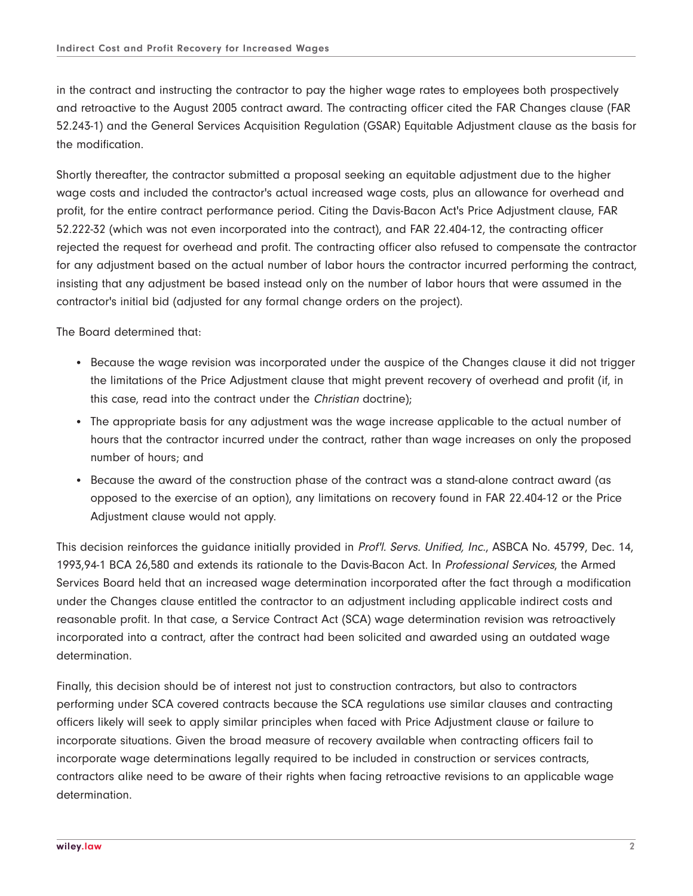in the contract and instructing the contractor to pay the higher wage rates to employees both prospectively and retroactive to the August 2005 contract award. The contracting officer cited the FAR Changes clause (FAR 52.243-1) and the General Services Acquisition Regulation (GSAR) Equitable Adjustment clause as the basis for the modification.

Shortly thereafter, the contractor submitted a proposal seeking an equitable adjustment due to the higher wage costs and included the contractor's actual increased wage costs, plus an allowance for overhead and profit, for the entire contract performance period. Citing the Davis-Bacon Act's Price Adjustment clause, FAR 52.222-32 (which was not even incorporated into the contract), and FAR 22.404-12, the contracting officer rejected the request for overhead and profit. The contracting officer also refused to compensate the contractor for any adjustment based on the actual number of labor hours the contractor incurred performing the contract, insisting that any adjustment be based instead only on the number of labor hours that were assumed in the contractor's initial bid (adjusted for any formal change orders on the project).

The Board determined that:

- Because the wage revision was incorporated under the auspice of the Changes clause it did not trigger the limitations of the Price Adjustment clause that might prevent recovery of overhead and profit (if, in this case, read into the contract under the *Christian* doctrine);
- The appropriate basis for any adjustment was the wage increase applicable to the actual number of hours that the contractor incurred under the contract, rather than wage increases on only the proposed number of hours; and
- Because the award of the construction phase of the contract was a stand-alone contract award (as opposed to the exercise of an option), any limitations on recovery found in FAR 22.404-12 or the Price Adjustment clause would not apply.

This decision reinforces the guidance initially provided in *Prof'l. Servs. Unified, Inc.*, ASBCA No. 45799, Dec. 14, 1993,94-1 BCA 26,580 and extends its rationale to the Davis-Bacon Act. In *Professional Services*, the Armed Services Board held that an increased wage determination incorporated after the fact through a modification under the Changes clause entitled the contractor to an adjustment including applicable indirect costs and reasonable profit. In that case, a Service Contract Act (SCA) wage determination revision was retroactively incorporated into a contract, after the contract had been solicited and awarded using an outdated wage determination.

Finally, this decision should be of interest not just to construction contractors, but also to contractors performing under SCA covered contracts because the SCA regulations use similar clauses and contracting officers likely will seek to apply similar principles when faced with Price Adjustment clause or failure to incorporate situations. Given the broad measure of recovery available when contracting officers fail to incorporate wage determinations legally required to be included in construction or services contracts, contractors alike need to be aware of their rights when facing retroactive revisions to an applicable wage determination.